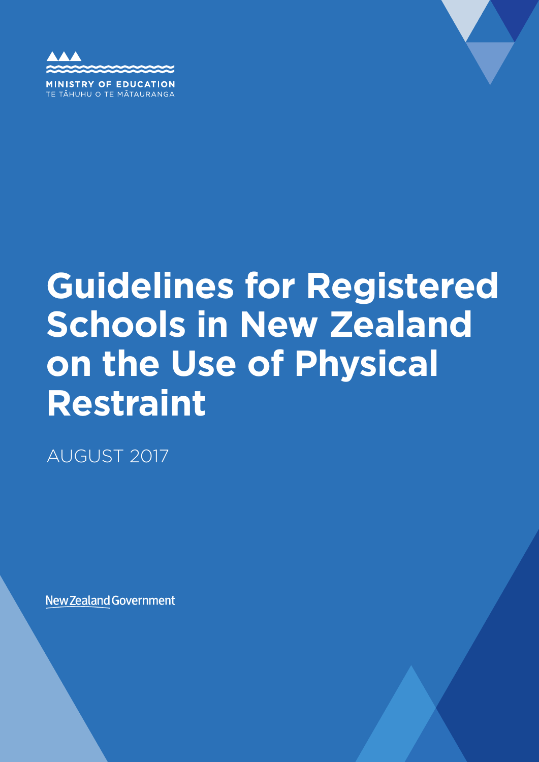MINISTRY OF EDUCATION
TE TĀHUHU O TE MĀTAURANGA

# Guidelines for Registered Schools in New Zealand on the Use of Physical Restraint

AUGUST 2017

New Zealand Government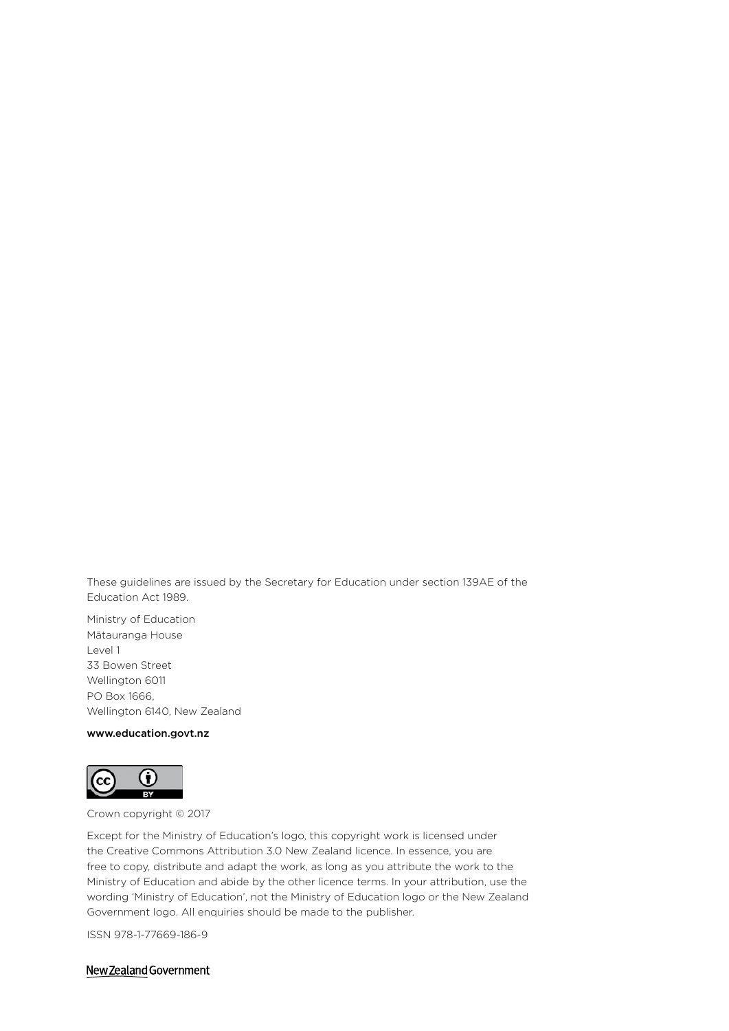These guidelines are issued by the Secretary for Education under section 139AE of the Education Act 1989.

Ministry of Education
Mātauranga House
Level 1
33 Bowen Street
Wellington 6011
PO Box 1666,
Wellington 6140, New Zealand

**www.education.govt.nz**

Crown copyright © 2017

Except for the Ministry of Education's logo, this copyright work is licensed under the Creative Commons Attribution 3.0 New Zealand licence. In essence, you are free to copy, distribute and adapt the work, as long as you attribute the work to the Ministry of Education and abide by the other licence terms. In your attribution, use the wording 'Ministry of Education', not the Ministry of Education logo or the New Zealand Government logo. All enquiries should be made to the publisher.

ISSN 978-1-77669-186-9

New Zealand Government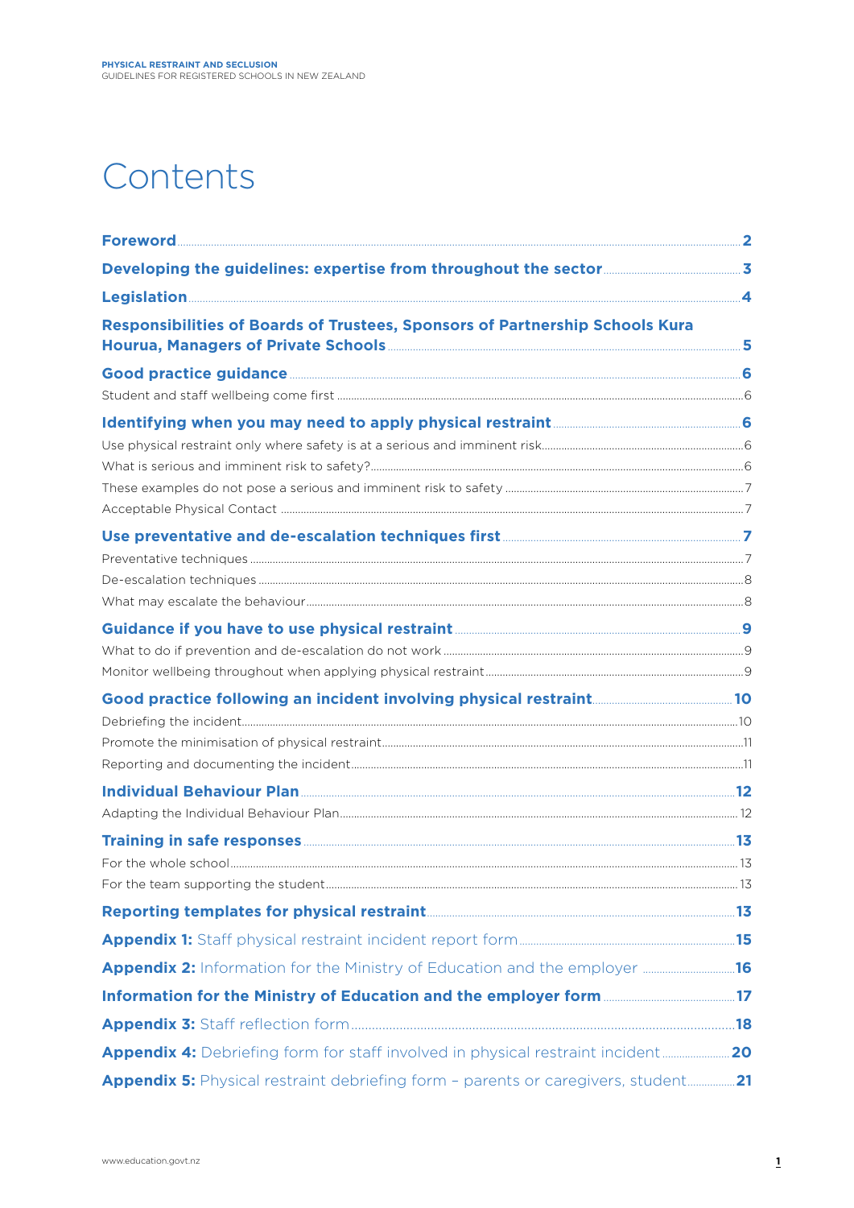# Contents

| | |
|---|---|
| **Foreword** | **2** |
| **Developing the guidelines: expertise from throughout the sector** | **3** |
| **Legislation** | **4** |
| **Responsibilities of Boards of Trustees, Sponsors of Partnership Schools Kura Hourua, Managers of Private Schools** | **5** |
| **Good practice guidance** | **6** |
| Student and staff wellbeing come first | 6 |
| **Identifying when you may need to apply physical restraint** | **6** |
| Use physical restraint only where safety is at a serious and imminent risk | 6 |
| What is serious and imminent risk to safety? | 6 |
| These examples do not pose a serious and imminent risk to safety | 7 |
| Acceptable Physical Contact | 7 |
| **Use preventative and de-escalation techniques first** | **7** |
| Preventative techniques | 7 |
| De-escalation techniques | 8 |
| What may escalate the behaviour | 8 |
| **Guidance if you have to use physical restraint** | **9** |
| What to do if prevention and de-escalation do not work | 9 |
| Monitor wellbeing throughout when applying physical restraint | 9 |
| **Good practice following an incident involving physical restraint** | **10** |
| Debriefing the incident | 10 |
| Promote the minimisation of physical restraint | 11 |
| Reporting and documenting the incident | 11 |
| **Individual Behaviour Plan** | **12** |
| Adapting the Individual Behaviour Plan | 12 |
| **Training in safe responses** | **13** |
| For the whole school | 13 |
| For the team supporting the student | 13 |
| **Reporting templates for physical restraint** | **13** |
| **Appendix 1:** Staff physical restraint incident report form | **15** |
| **Appendix 2:** Information for the Ministry of Education and the employer | **16** |
| **Information for the Ministry of Education and the employer form** | **17** |
| **Appendix 3:** Staff reflection form | **18** |
| **Appendix 4:** Debriefing form for staff involved in physical restraint incident | **20** |
| **Appendix 5:** Physical restraint debriefing form – parents or caregivers, student | **21** |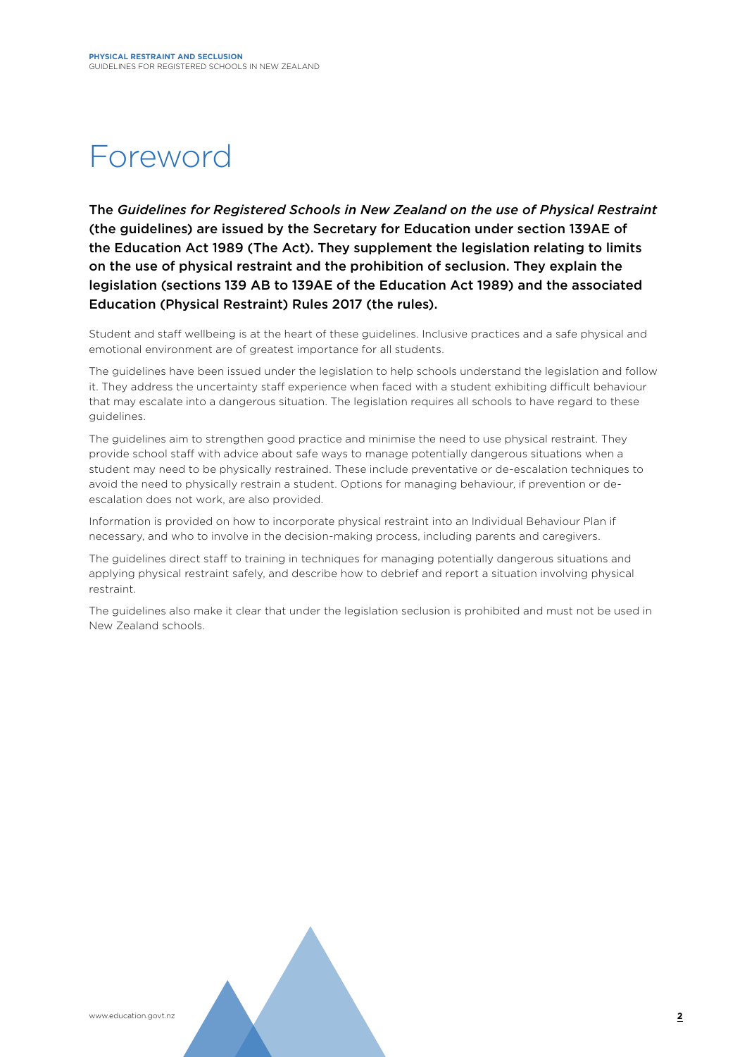# Foreword

**The *Guidelines for Registered Schools in New Zealand on the use of Physical Restraint* (the guidelines) are issued by the Secretary for Education under section 139AE of the Education Act 1989 (The Act). They supplement the legislation relating to limits on the use of physical restraint and the prohibition of seclusion. They explain the legislation (sections 139 AB to 139AE of the Education Act 1989) and the associated Education (Physical Restraint) Rules 2017 (the rules).**

Student and staff wellbeing is at the heart of these guidelines. Inclusive practices and a safe physical and emotional environment are of greatest importance for all students.

The guidelines have been issued under the legislation to help schools understand the legislation and follow it. They address the uncertainty staff experience when faced with a student exhibiting difficult behaviour that may escalate into a dangerous situation. The legislation requires all schools to have regard to these guidelines.

The guidelines aim to strengthen good practice and minimise the need to use physical restraint. They provide school staff with advice about safe ways to manage potentially dangerous situations when a student may need to be physically restrained. These include preventative or de-escalation techniques to avoid the need to physically restrain a student. Options for managing behaviour, if prevention or de-escalation does not work, are also provided.

Information is provided on how to incorporate physical restraint into an Individual Behaviour Plan if necessary, and who to involve in the decision-making process, including parents and caregivers.

The guidelines direct staff to training in techniques for managing potentially dangerous situations and applying physical restraint safely, and describe how to debrief and report a situation involving physical restraint.

The guidelines also make it clear that under the legislation seclusion is prohibited and must not be used in New Zealand schools.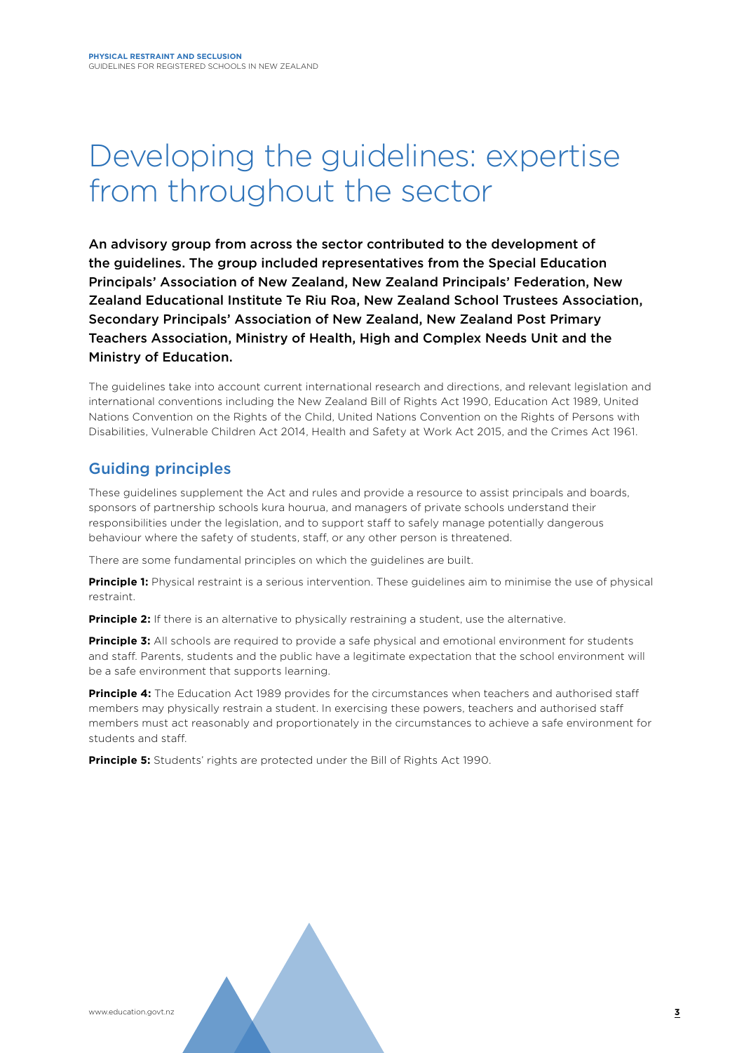# Developing the guidelines: expertise from throughout the sector

**An advisory group from across the sector contributed to the development of the guidelines. The group included representatives from the Special Education Principals' Association of New Zealand, New Zealand Principals' Federation, New Zealand Educational Institute Te Riu Roa, New Zealand School Trustees Association, Secondary Principals' Association of New Zealand, New Zealand Post Primary Teachers Association, Ministry of Health, High and Complex Needs Unit and the Ministry of Education.**

The guidelines take into account current international research and directions, and relevant legislation and international conventions including the New Zealand Bill of Rights Act 1990, Education Act 1989, United Nations Convention on the Rights of the Child, United Nations Convention on the Rights of Persons with Disabilities, Vulnerable Children Act 2014, Health and Safety at Work Act 2015, and the Crimes Act 1961.

## Guiding principles

These guidelines supplement the Act and rules and provide a resource to assist principals and boards, sponsors of partnership schools kura hourua, and managers of private schools understand their responsibilities under the legislation, and to support staff to safely manage potentially dangerous behaviour where the safety of students, staff, or any other person is threatened.

There are some fundamental principles on which the guidelines are built.

**Principle 1:** Physical restraint is a serious intervention. These guidelines aim to minimise the use of physical restraint.

**Principle 2:** If there is an alternative to physically restraining a student, use the alternative.

**Principle 3:** All schools are required to provide a safe physical and emotional environment for students and staff. Parents, students and the public have a legitimate expectation that the school environment will be a safe environment that supports learning.

**Principle 4:** The Education Act 1989 provides for the circumstances when teachers and authorised staff members may physically restrain a student. In exercising these powers, teachers and authorised staff members must act reasonably and proportionately in the circumstances to achieve a safe environment for students and staff.

**Principle 5:** Students' rights are protected under the Bill of Rights Act 1990.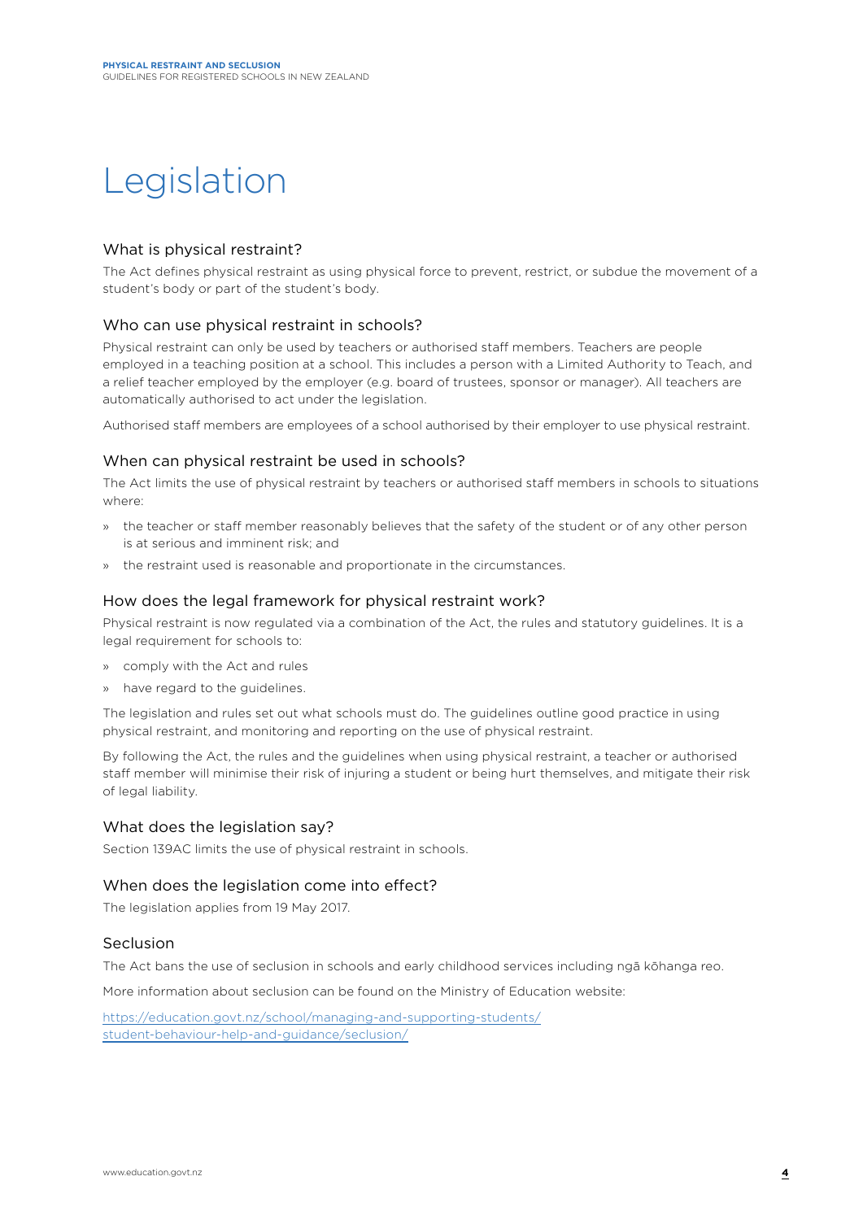# Legislation

### What is physical restraint?

The Act defines physical restraint as using physical force to prevent, restrict, or subdue the movement of a student's body or part of the student's body.

### Who can use physical restraint in schools?

Physical restraint can only be used by teachers or authorised staff members. Teachers are people employed in a teaching position at a school. This includes a person with a Limited Authority to Teach, and a relief teacher employed by the employer (e.g. board of trustees, sponsor or manager). All teachers are automatically authorised to act under the legislation.

Authorised staff members are employees of a school authorised by their employer to use physical restraint.

### When can physical restraint be used in schools?

The Act limits the use of physical restraint by teachers or authorised staff members in schools to situations where:

- the teacher or staff member reasonably believes that the safety of the student or of any other person is at serious and imminent risk; and
- the restraint used is reasonable and proportionate in the circumstances.

### How does the legal framework for physical restraint work?

Physical restraint is now regulated via a combination of the Act, the rules and statutory guidelines. It is a legal requirement for schools to:

- comply with the Act and rules
- have regard to the guidelines.

The legislation and rules set out what schools must do. The guidelines outline good practice in using physical restraint, and monitoring and reporting on the use of physical restraint.

By following the Act, the rules and the guidelines when using physical restraint, a teacher or authorised staff member will minimise their risk of injuring a student or being hurt themselves, and mitigate their risk of legal liability.

### What does the legislation say?

Section 139AC limits the use of physical restraint in schools.

### When does the legislation come into effect?

The legislation applies from 19 May 2017.

### Seclusion

The Act bans the use of seclusion in schools and early childhood services including ngā kōhanga reo.

More information about seclusion can be found on the Ministry of Education website:

https://education.govt.nz/school/managing-and-supporting-students/student-behaviour-help-and-guidance/seclusion/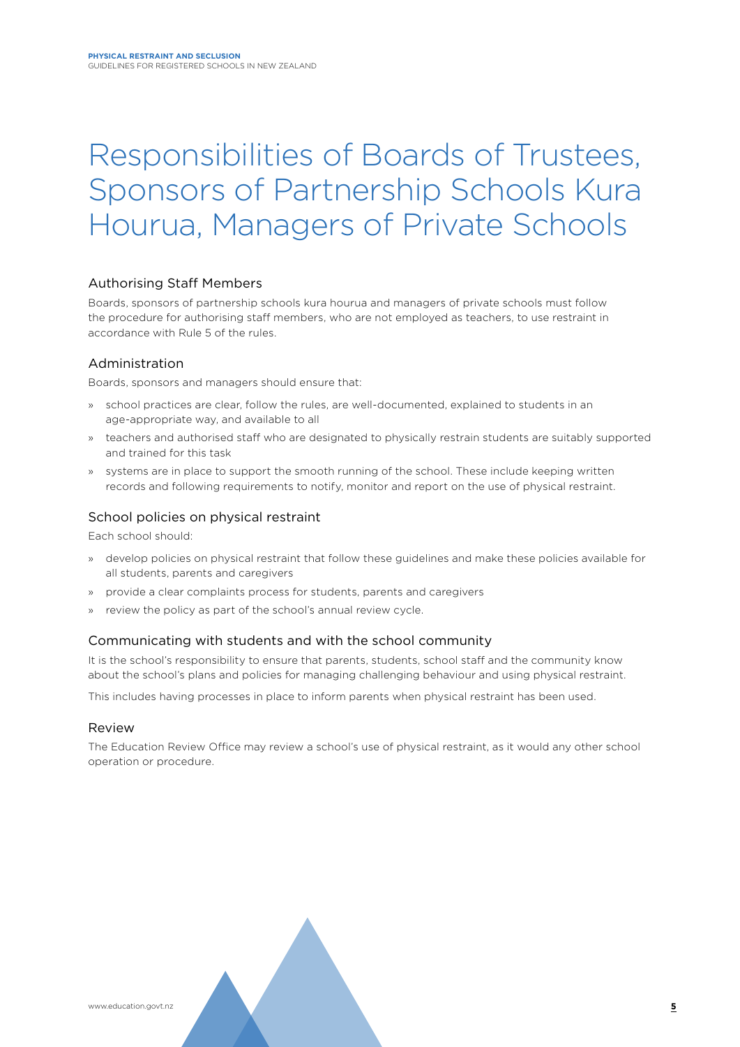# Responsibilities of Boards of Trustees, Sponsors of Partnership Schools Kura Hourua, Managers of Private Schools

## Authorising Staff Members

Boards, sponsors of partnership schools kura hourua and managers of private schools must follow the procedure for authorising staff members, who are not employed as teachers, to use restraint in accordance with Rule 5 of the rules.

## Administration

Boards, sponsors and managers should ensure that:

- school practices are clear, follow the rules, are well-documented, explained to students in an age-appropriate way, and available to all
- teachers and authorised staff who are designated to physically restrain students are suitably supported and trained for this task
- systems are in place to support the smooth running of the school. These include keeping written records and following requirements to notify, monitor and report on the use of physical restraint.

## School policies on physical restraint

Each school should:

- develop policies on physical restraint that follow these guidelines and make these policies available for all students, parents and caregivers
- provide a clear complaints process for students, parents and caregivers
- review the policy as part of the school's annual review cycle.

## Communicating with students and with the school community

It is the school's responsibility to ensure that parents, students, school staff and the community know about the school's plans and policies for managing challenging behaviour and using physical restraint.

This includes having processes in place to inform parents when physical restraint has been used.

## Review

The Education Review Office may review a school's use of physical restraint, as it would any other school operation or procedure.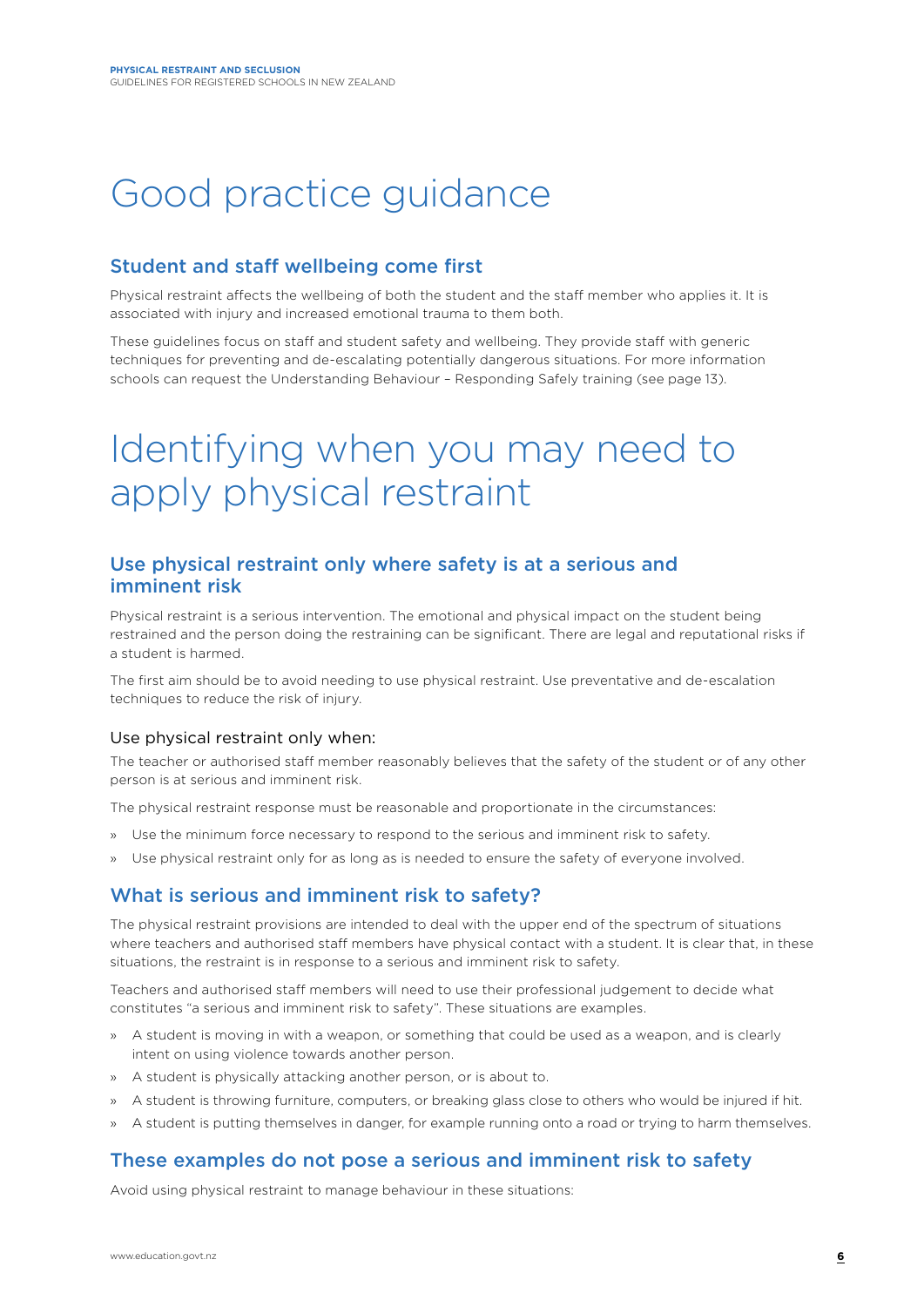# Good practice guidance

## Student and staff wellbeing come first

Physical restraint affects the wellbeing of both the student and the staff member who applies it. It is associated with injury and increased emotional trauma to them both.

These guidelines focus on staff and student safety and wellbeing. They provide staff with generic techniques for preventing and de-escalating potentially dangerous situations. For more information schools can request the Understanding Behaviour – Responding Safely training (see page 13).

# Identifying when you may need to apply physical restraint

## Use physical restraint only where safety is at a serious and imminent risk

Physical restraint is a serious intervention. The emotional and physical impact on the student being restrained and the person doing the restraining can be significant. There are legal and reputational risks if a student is harmed.

The first aim should be to avoid needing to use physical restraint. Use preventative and de-escalation techniques to reduce the risk of injury.

### Use physical restraint only when:

The teacher or authorised staff member reasonably believes that the safety of the student or of any other person is at serious and imminent risk.

The physical restraint response must be reasonable and proportionate in the circumstances:

- Use the minimum force necessary to respond to the serious and imminent risk to safety.
- Use physical restraint only for as long as is needed to ensure the safety of everyone involved.

## What is serious and imminent risk to safety?

The physical restraint provisions are intended to deal with the upper end of the spectrum of situations where teachers and authorised staff members have physical contact with a student. It is clear that, in these situations, the restraint is in response to a serious and imminent risk to safety.

Teachers and authorised staff members will need to use their professional judgement to decide what constitutes "a serious and imminent risk to safety". These situations are examples.

- A student is moving in with a weapon, or something that could be used as a weapon, and is clearly intent on using violence towards another person.
- A student is physically attacking another person, or is about to.
- A student is throwing furniture, computers, or breaking glass close to others who would be injured if hit.
- A student is putting themselves in danger, for example running onto a road or trying to harm themselves.

## These examples do not pose a serious and imminent risk to safety

Avoid using physical restraint to manage behaviour in these situations: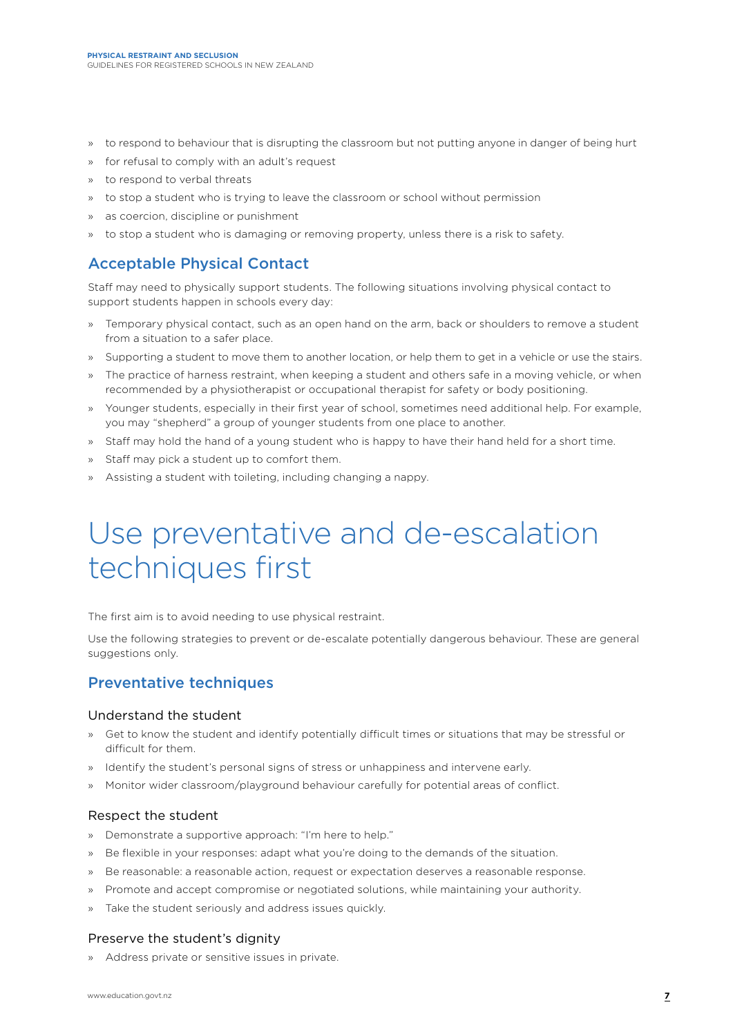- to respond to behaviour that is disrupting the classroom but not putting anyone in danger of being hurt
- for refusal to comply with an adult's request
- to respond to verbal threats
- to stop a student who is trying to leave the classroom or school without permission
- as coercion, discipline or punishment
- to stop a student who is damaging or removing property, unless there is a risk to safety.

### Acceptable Physical Contact

Staff may need to physically support students. The following situations involving physical contact to support students happen in schools every day:

- Temporary physical contact, such as an open hand on the arm, back or shoulders to remove a student from a situation to a safer place.
- Supporting a student to move them to another location, or help them to get in a vehicle or use the stairs.
- The practice of harness restraint, when keeping a student and others safe in a moving vehicle, or when recommended by a physiotherapist or occupational therapist for safety or body positioning.
- Younger students, especially in their first year of school, sometimes need additional help. For example, you may "shepherd" a group of younger students from one place to another.
- Staff may hold the hand of a young student who is happy to have their hand held for a short time.
- Staff may pick a student up to comfort them.
- Assisting a student with toileting, including changing a nappy.

# Use preventative and de-escalation techniques first

The first aim is to avoid needing to use physical restraint.

Use the following strategies to prevent or de-escalate potentially dangerous behaviour. These are general suggestions only.

## Preventative techniques

#### Understand the student

- Get to know the student and identify potentially difficult times or situations that may be stressful or difficult for them.
- Identify the student's personal signs of stress or unhappiness and intervene early.
- Monitor wider classroom/playground behaviour carefully for potential areas of conflict.

#### Respect the student

- Demonstrate a supportive approach: "I'm here to help."
- Be flexible in your responses: adapt what you're doing to the demands of the situation.
- Be reasonable: a reasonable action, request or expectation deserves a reasonable response.
- Promote and accept compromise or negotiated solutions, while maintaining your authority.
- Take the student seriously and address issues quickly.

#### Preserve the student's dignity

- Address private or sensitive issues in private.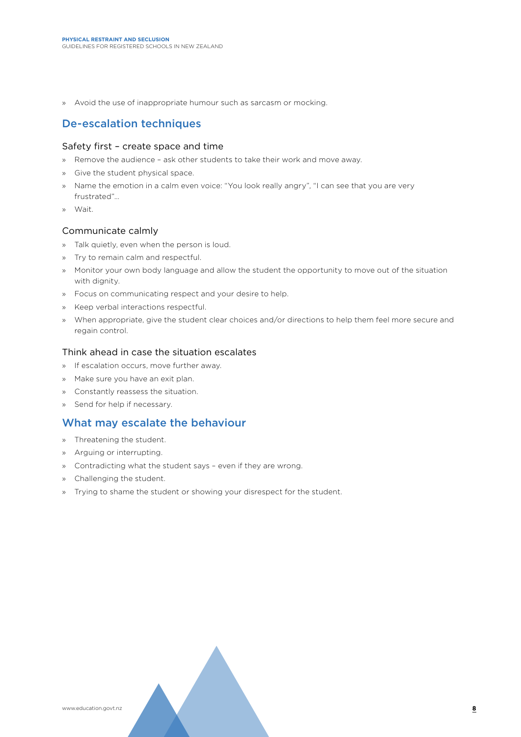- Avoid the use of inappropriate humour such as sarcasm or mocking.

## De-escalation techniques

### Safety first – create space and time

- Remove the audience – ask other students to take their work and move away.
- Give the student physical space.
- Name the emotion in a calm even voice: "You look really angry", "I can see that you are very frustrated"...
- Wait.

### Communicate calmly

- Talk quietly, even when the person is loud.
- Try to remain calm and respectful.
- Monitor your own body language and allow the student the opportunity to move out of the situation with dignity.
- Focus on communicating respect and your desire to help.
- Keep verbal interactions respectful.
- When appropriate, give the student clear choices and/or directions to help them feel more secure and regain control.

### Think ahead in case the situation escalates

- If escalation occurs, move further away.
- Make sure you have an exit plan.
- Constantly reassess the situation.
- Send for help if necessary.

## What may escalate the behaviour

- Threatening the student.
- Arguing or interrupting.
- Contradicting what the student says – even if they are wrong.
- Challenging the student.
- Trying to shame the student or showing your disrespect for the student.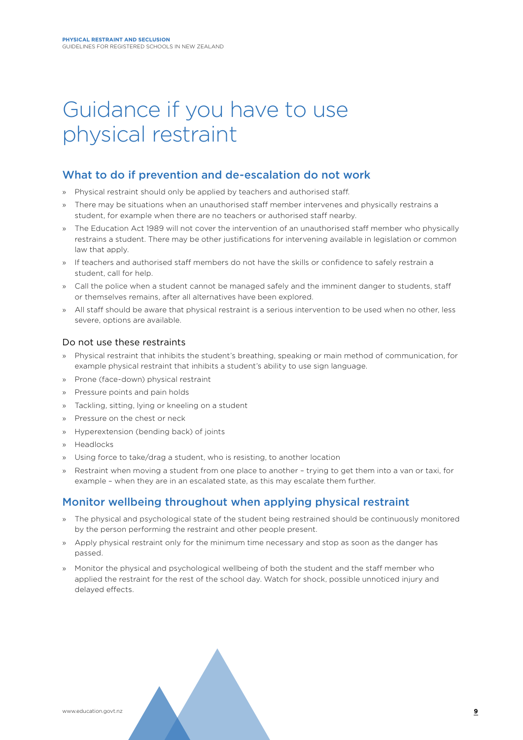# Guidance if you have to use physical restraint

## What to do if prevention and de-escalation do not work

- Physical restraint should only be applied by teachers and authorised staff.
- There may be situations when an unauthorised staff member intervenes and physically restrains a student, for example when there are no teachers or authorised staff nearby.
- The Education Act 1989 will not cover the intervention of an unauthorised staff member who physically restrains a student. There may be other justifications for intervening available in legislation or common law that apply.
- If teachers and authorised staff members do not have the skills or confidence to safely restrain a student, call for help.
- Call the police when a student cannot be managed safely and the imminent danger to students, staff or themselves remains, after all alternatives have been explored.
- All staff should be aware that physical restraint is a serious intervention to be used when no other, less severe, options are available.

### Do not use these restraints

- Physical restraint that inhibits the student's breathing, speaking or main method of communication, for example physical restraint that inhibits a student's ability to use sign language.
- Prone (face-down) physical restraint
- Pressure points and pain holds
- Tackling, sitting, lying or kneeling on a student
- Pressure on the chest or neck
- Hyperextension (bending back) of joints
- Headlocks
- Using force to take/drag a student, who is resisting, to another location
- Restraint when moving a student from one place to another – trying to get them into a van or taxi, for example – when they are in an escalated state, as this may escalate them further.

## Monitor wellbeing throughout when applying physical restraint

- The physical and psychological state of the student being restrained should be continuously monitored by the person performing the restraint and other people present.
- Apply physical restraint only for the minimum time necessary and stop as soon as the danger has passed.
- Monitor the physical and psychological wellbeing of both the student and the staff member who applied the restraint for the rest of the school day. Watch for shock, possible unnoticed injury and delayed effects.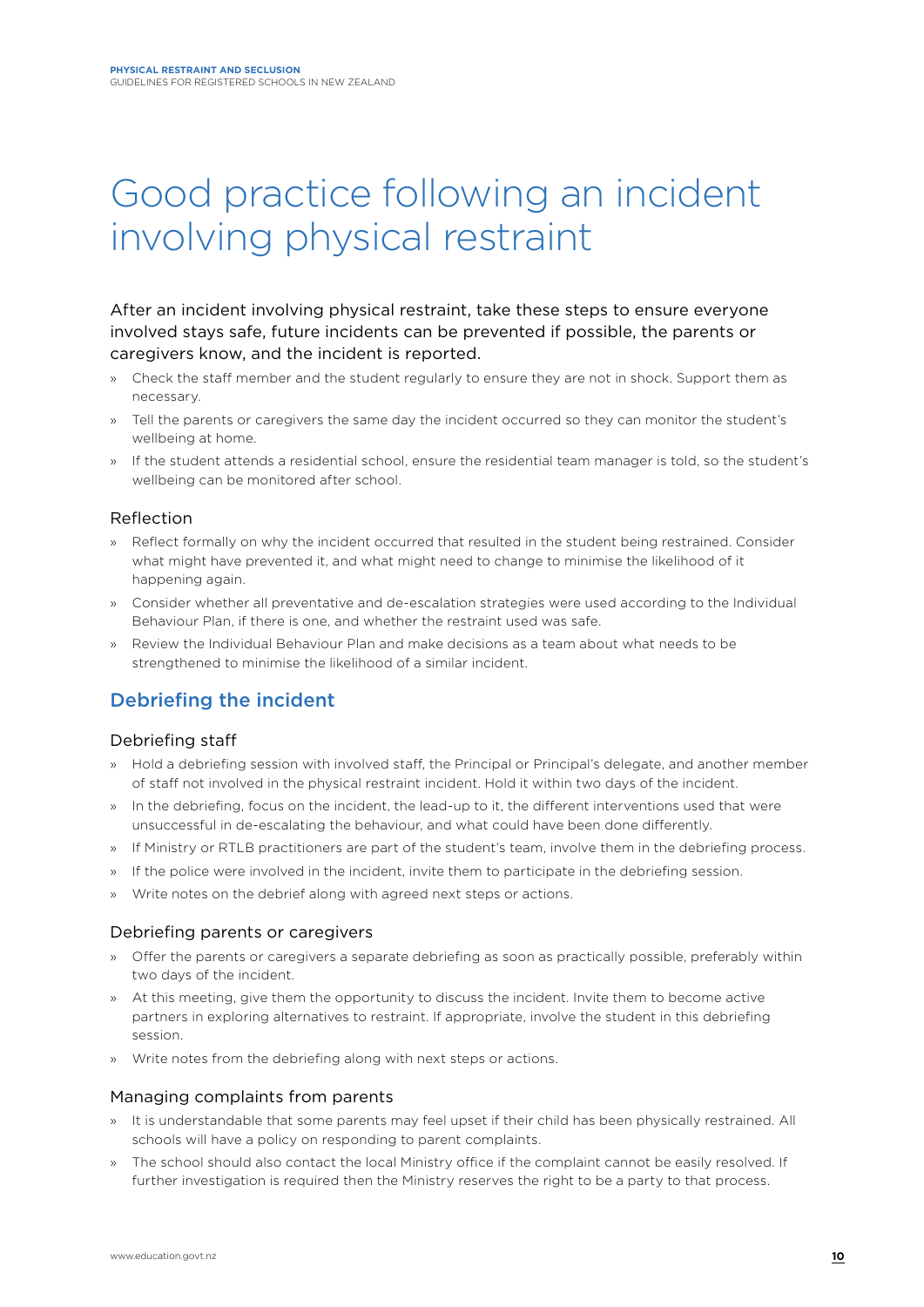# Good practice following an incident involving physical restraint

After an incident involving physical restraint, take these steps to ensure everyone involved stays safe, future incidents can be prevented if possible, the parents or caregivers know, and the incident is reported.

- Check the staff member and the student regularly to ensure they are not in shock. Support them as necessary.
- Tell the parents or caregivers the same day the incident occurred so they can monitor the student's wellbeing at home.
- If the student attends a residential school, ensure the residential team manager is told, so the student's wellbeing can be monitored after school.

### Reflection

- Reflect formally on why the incident occurred that resulted in the student being restrained. Consider what might have prevented it, and what might need to change to minimise the likelihood of it happening again.
- Consider whether all preventative and de-escalation strategies were used according to the Individual Behaviour Plan, if there is one, and whether the restraint used was safe.
- Review the Individual Behaviour Plan and make decisions as a team about what needs to be strengthened to minimise the likelihood of a similar incident.

## Debriefing the incident

### Debriefing staff

- Hold a debriefing session with involved staff, the Principal or Principal's delegate, and another member of staff not involved in the physical restraint incident. Hold it within two days of the incident.
- In the debriefing, focus on the incident, the lead-up to it, the different interventions used that were unsuccessful in de-escalating the behaviour, and what could have been done differently.
- If Ministry or RTLB practitioners are part of the student's team, involve them in the debriefing process.
- If the police were involved in the incident, invite them to participate in the debriefing session.
- Write notes on the debrief along with agreed next steps or actions.

### Debriefing parents or caregivers

- Offer the parents or caregivers a separate debriefing as soon as practically possible, preferably within two days of the incident.
- At this meeting, give them the opportunity to discuss the incident. Invite them to become active partners in exploring alternatives to restraint. If appropriate, involve the student in this debriefing session.
- Write notes from the debriefing along with next steps or actions.

### Managing complaints from parents

- It is understandable that some parents may feel upset if their child has been physically restrained. All schools will have a policy on responding to parent complaints.
- The school should also contact the local Ministry office if the complaint cannot be easily resolved. If further investigation is required then the Ministry reserves the right to be a party to that process.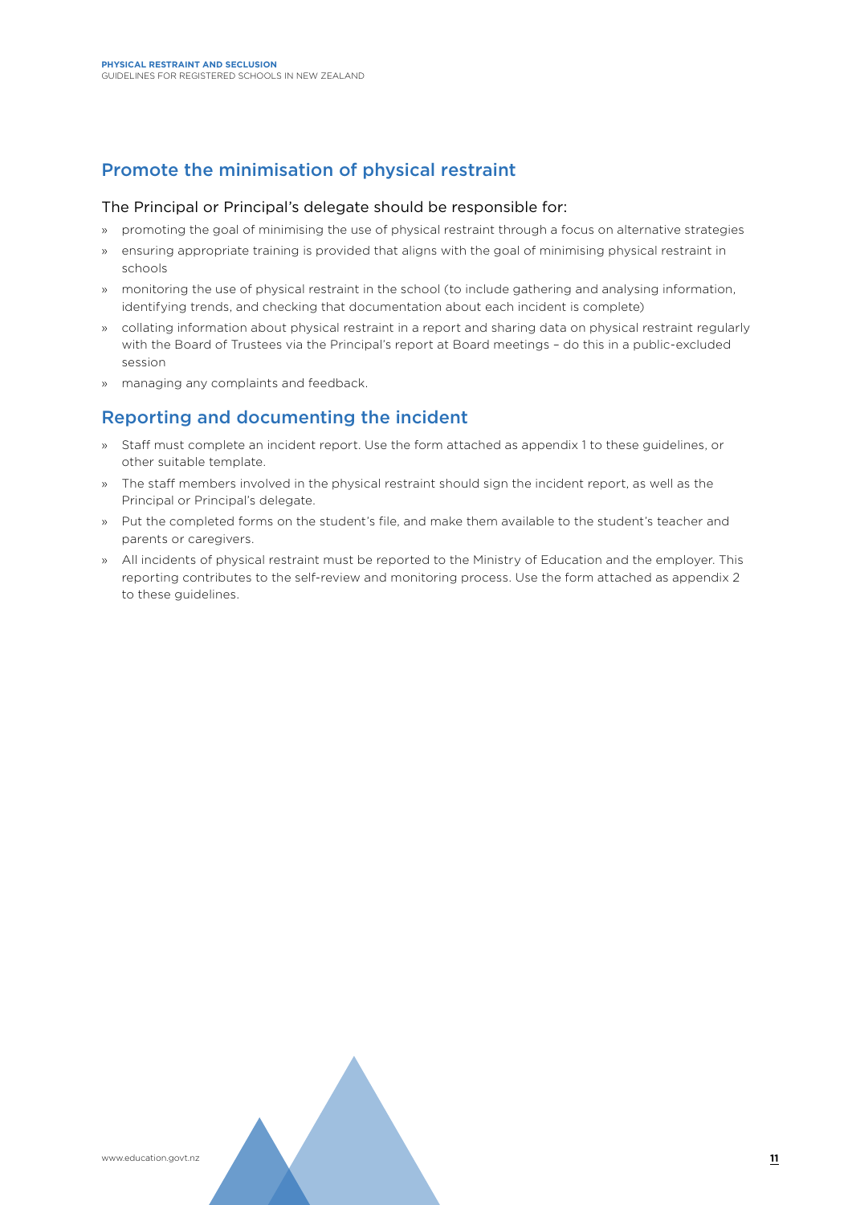## Promote the minimisation of physical restraint

The Principal or Principal's delegate should be responsible for:

- promoting the goal of minimising the use of physical restraint through a focus on alternative strategies
- ensuring appropriate training is provided that aligns with the goal of minimising physical restraint in schools
- monitoring the use of physical restraint in the school (to include gathering and analysing information, identifying trends, and checking that documentation about each incident is complete)
- collating information about physical restraint in a report and sharing data on physical restraint regularly with the Board of Trustees via the Principal's report at Board meetings – do this in a public-excluded session
- managing any complaints and feedback.

## Reporting and documenting the incident

- Staff must complete an incident report. Use the form attached as appendix 1 to these guidelines, or other suitable template.
- The staff members involved in the physical restraint should sign the incident report, as well as the Principal or Principal's delegate.
- Put the completed forms on the student's file, and make them available to the student's teacher and parents or caregivers.
- All incidents of physical restraint must be reported to the Ministry of Education and the employer. This reporting contributes to the self-review and monitoring process. Use the form attached as appendix 2 to these guidelines.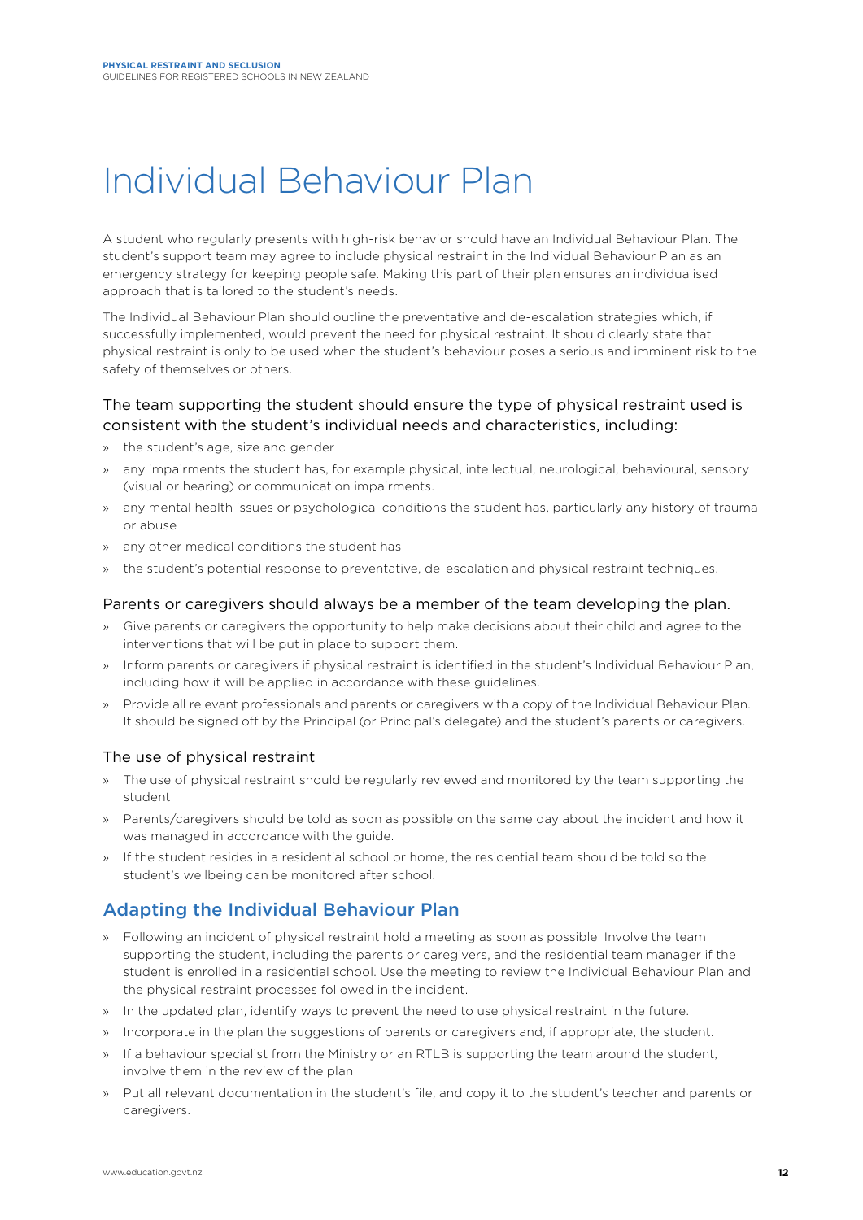# Individual Behaviour Plan

A student who regularly presents with high-risk behavior should have an Individual Behaviour Plan. The student's support team may agree to include physical restraint in the Individual Behaviour Plan as an emergency strategy for keeping people safe. Making this part of their plan ensures an individualised approach that is tailored to the student's needs.

The Individual Behaviour Plan should outline the preventative and de-escalation strategies which, if successfully implemented, would prevent the need for physical restraint. It should clearly state that physical restraint is only to be used when the student's behaviour poses a serious and imminent risk to the safety of themselves or others.

### The team supporting the student should ensure the type of physical restraint used is consistent with the student's individual needs and characteristics, including:

- the student's age, size and gender
- any impairments the student has, for example physical, intellectual, neurological, behavioural, sensory (visual or hearing) or communication impairments.
- any mental health issues or psychological conditions the student has, particularly any history of trauma or abuse
- any other medical conditions the student has
- the student's potential response to preventative, de-escalation and physical restraint techniques.

### Parents or caregivers should always be a member of the team developing the plan.

- Give parents or caregivers the opportunity to help make decisions about their child and agree to the interventions that will be put in place to support them.
- Inform parents or caregivers if physical restraint is identified in the student's Individual Behaviour Plan, including how it will be applied in accordance with these guidelines.
- Provide all relevant professionals and parents or caregivers with a copy of the Individual Behaviour Plan. It should be signed off by the Principal (or Principal's delegate) and the student's parents or caregivers.

### The use of physical restraint

- The use of physical restraint should be regularly reviewed and monitored by the team supporting the student.
- Parents/caregivers should be told as soon as possible on the same day about the incident and how it was managed in accordance with the guide.
- If the student resides in a residential school or home, the residential team should be told so the student's wellbeing can be monitored after school.

## Adapting the Individual Behaviour Plan

- Following an incident of physical restraint hold a meeting as soon as possible. Involve the team supporting the student, including the parents or caregivers, and the residential team manager if the student is enrolled in a residential school. Use the meeting to review the Individual Behaviour Plan and the physical restraint processes followed in the incident.
- In the updated plan, identify ways to prevent the need to use physical restraint in the future.
- Incorporate in the plan the suggestions of parents or caregivers and, if appropriate, the student.
- If a behaviour specialist from the Ministry or an RTLB is supporting the team around the student, involve them in the review of the plan.
- Put all relevant documentation in the student's file, and copy it to the student's teacher and parents or caregivers.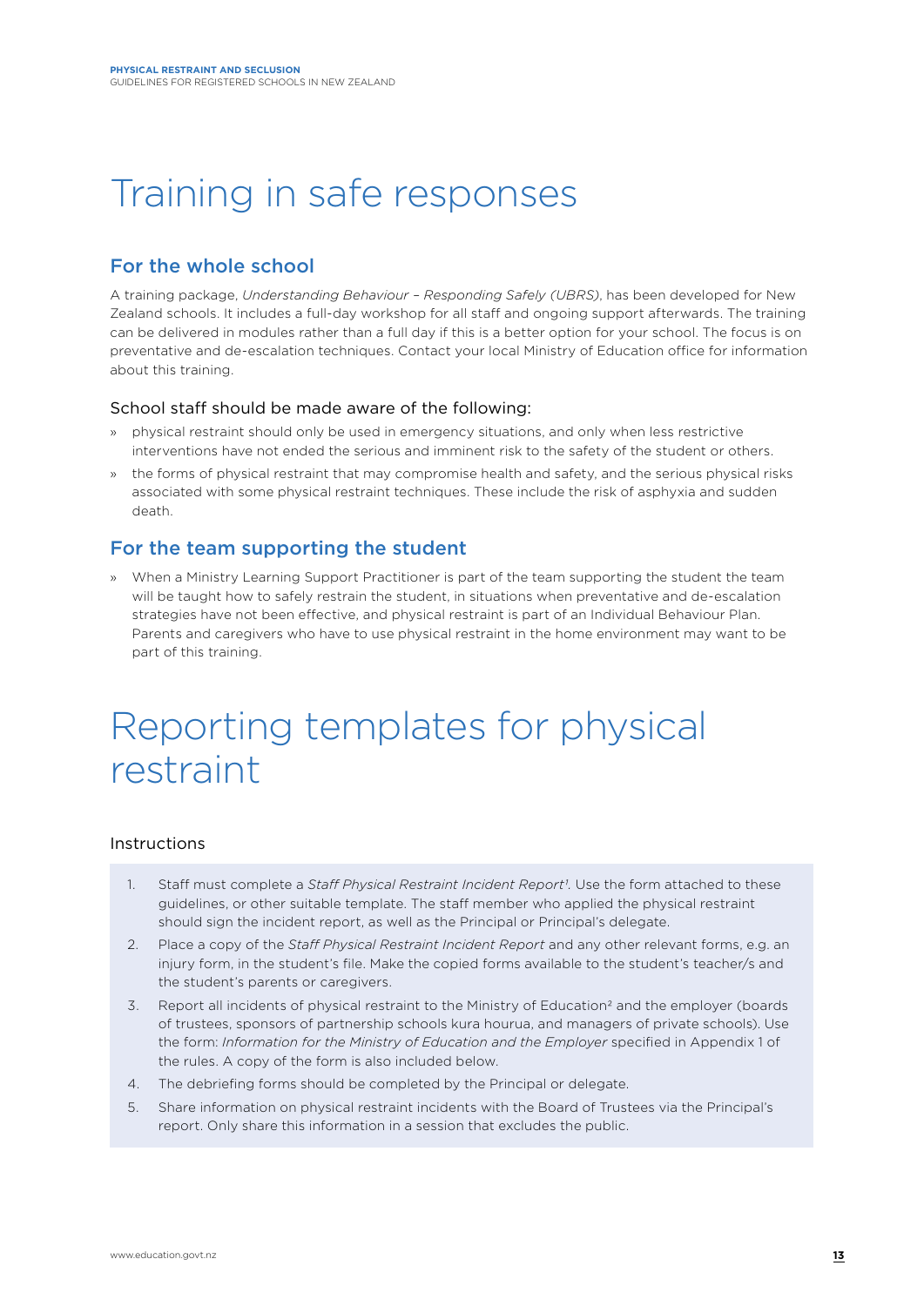# Training in safe responses

## For the whole school

A training package, *Understanding Behaviour – Responding Safely (UBRS)*, has been developed for New Zealand schools. It includes a full-day workshop for all staff and ongoing support afterwards. The training can be delivered in modules rather than a full day if this is a better option for your school. The focus is on preventative and de-escalation techniques. Contact your local Ministry of Education office for information about this training.

### School staff should be made aware of the following:

- physical restraint should only be used in emergency situations, and only when less restrictive interventions have not ended the serious and imminent risk to the safety of the student or others.
- the forms of physical restraint that may compromise health and safety, and the serious physical risks associated with some physical restraint techniques. These include the risk of asphyxia and sudden death.

## For the team supporting the student

- When a Ministry Learning Support Practitioner is part of the team supporting the student the team will be taught how to safely restrain the student, in situations when preventative and de-escalation strategies have not been effective, and physical restraint is part of an Individual Behaviour Plan. Parents and caregivers who have to use physical restraint in the home environment may want to be part of this training.

# Reporting templates for physical restraint

### Instructions

1. Staff must complete a *Staff Physical Restraint Incident Report*[1]. Use the form attached to these guidelines, or other suitable template. The staff member who applied the physical restraint should sign the incident report, as well as the Principal or Principal's delegate.
2. Place a copy of the *Staff Physical Restraint Incident Report* and any other relevant forms, e.g. an injury form, in the student's file. Make the copied forms available to the student's teacher/s and the student's parents or caregivers.
3. Report all incidents of physical restraint to the Ministry of Education[2] and the employer (boards of trustees, sponsors of partnership schools kura hourua, and managers of private schools). Use the form: *Information for the Ministry of Education and the Employer* specified in Appendix 1 of the rules. A copy of the form is also included below.
4. The debriefing forms should be completed by the Principal or delegate.
5. Share information on physical restraint incidents with the Board of Trustees via the Principal's report. Only share this information in a session that excludes the public.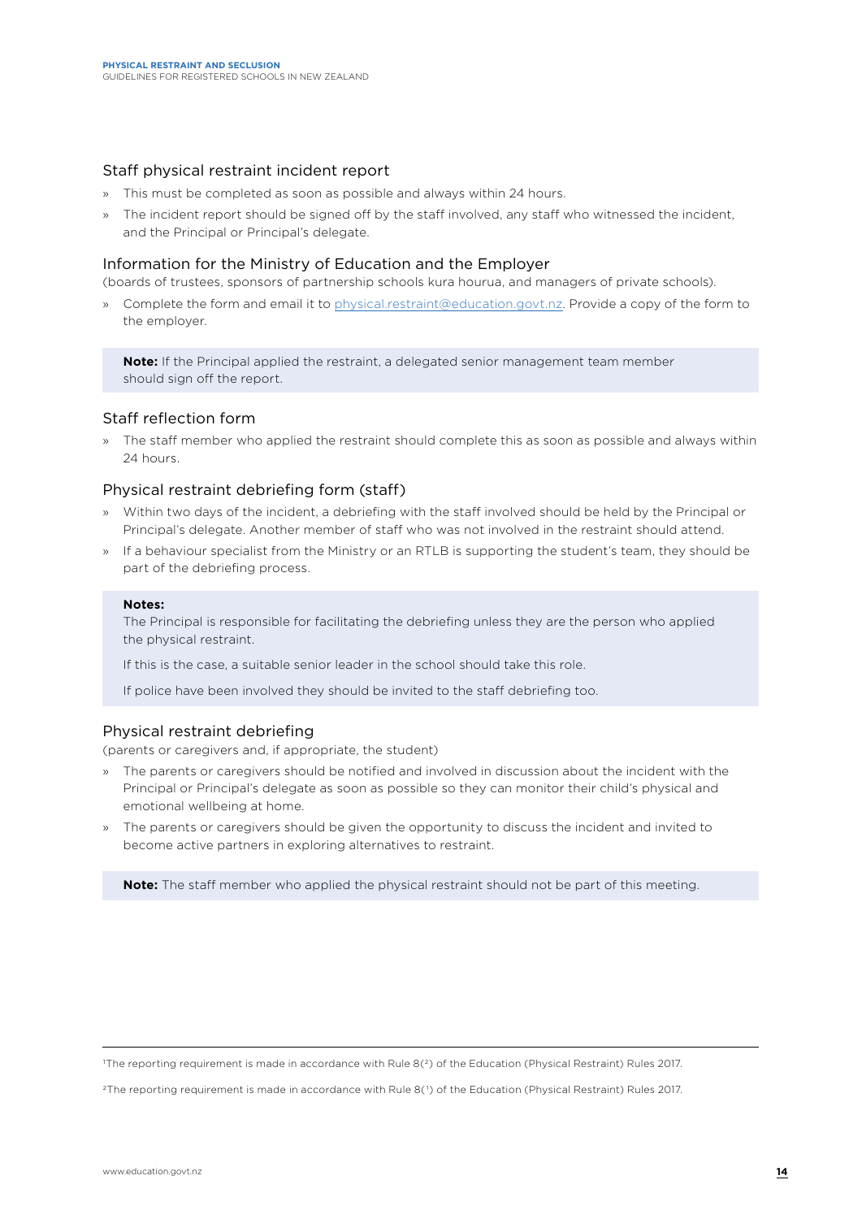## Staff physical restraint incident report

- This must be completed as soon as possible and always within 24 hours.
- The incident report should be signed off by the staff involved, any staff who witnessed the incident, and the Principal or Principal's delegate.

## Information for the Ministry of Education and the Employer

(boards of trustees, sponsors of partnership schools kura hourua, and managers of private schools).

- Complete the form and email it to physical.restraint@education.govt.nz. Provide a copy of the form to the employer.

> **Note:** If the Principal applied the restraint, a delegated senior management team member should sign off the report.

## Staff reflection form

- The staff member who applied the restraint should complete this as soon as possible and always within 24 hours.

## Physical restraint debriefing form (staff)

- Within two days of the incident, a debriefing with the staff involved should be held by the Principal or Principal's delegate. Another member of staff who was not involved in the restraint should attend.
- If a behaviour specialist from the Ministry or an RTLB is supporting the student's team, they should be part of the debriefing process.

> **Notes:**
>
> The Principal is responsible for facilitating the debriefing unless they are the person who applied the physical restraint.
>
> If this is the case, a suitable senior leader in the school should take this role.
>
> If police have been involved they should be invited to the staff debriefing too.

## Physical restraint debriefing

(parents or caregivers and, if appropriate, the student)

- The parents or caregivers should be notified and involved in discussion about the incident with the Principal or Principal's delegate as soon as possible so they can monitor their child's physical and emotional wellbeing at home.
- The parents or caregivers should be given the opportunity to discuss the incident and invited to become active partners in exploring alternatives to restraint.

> **Note:** The staff member who applied the physical restraint should not be part of this meeting.

---

[1] The reporting requirement is made in accordance with Rule 8(2) of the Education (Physical Restraint) Rules 2017.

[2] The reporting requirement is made in accordance with Rule 8(1) of the Education (Physical Restraint) Rules 2017.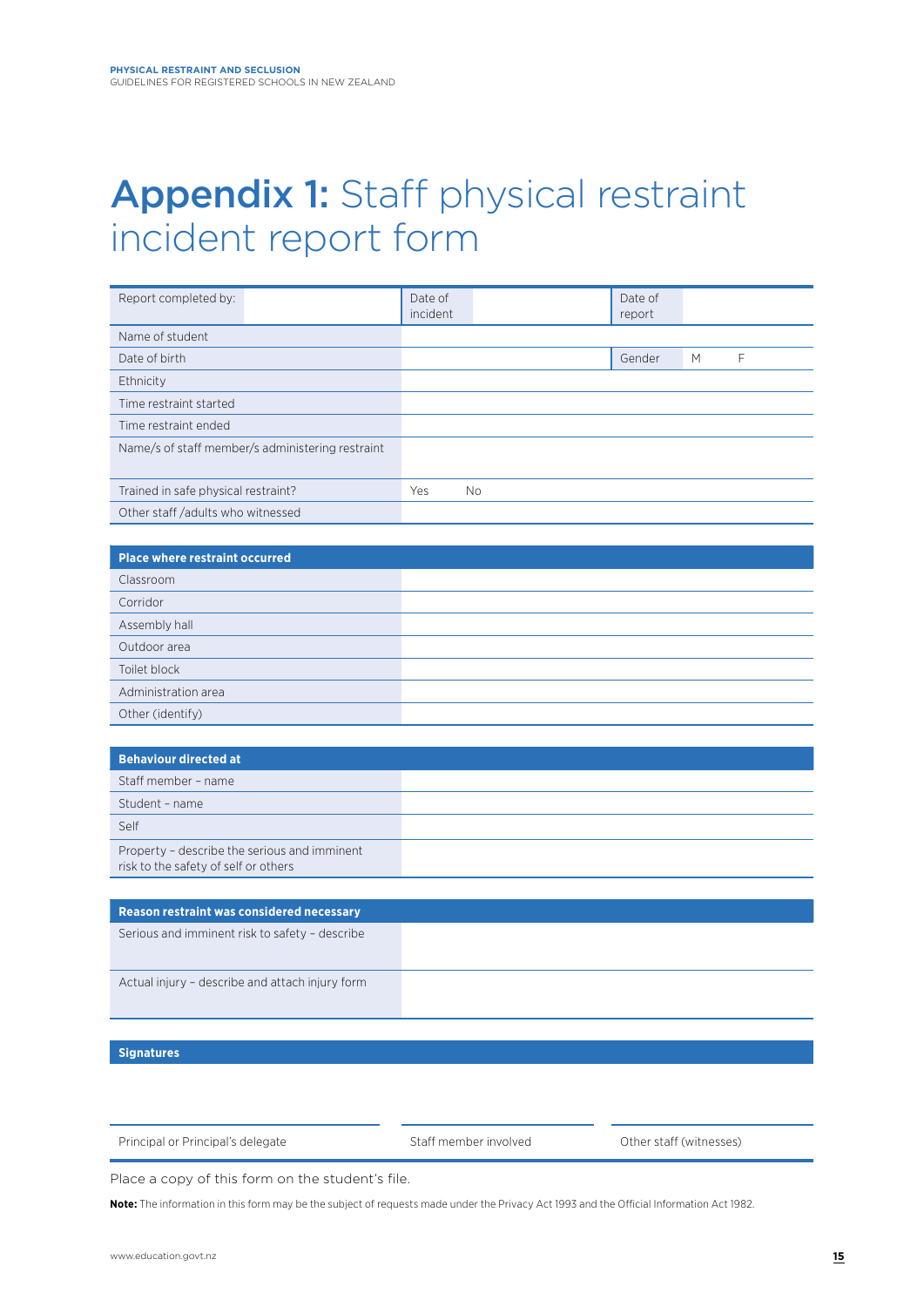# Appendix 1: Staff physical restraint incident report form

| Report completed by: | | Date of incident | | Date of report | |
|---|---|---|---|---|---|
| Name of student | | | | | |
| Date of birth | | | | Gender | M F |
| Ethnicity | | | | | |
| Time restraint started | | | | | |
| Time restraint ended | | | | | |
| Name/s of staff member/s administering restraint | | | | | |
| Trained in safe physical restraint? | | Yes No | | | |
| Other staff /adults who witnessed | | | | | |

| **Place where restraint occurred** | |
|---|---|
| Classroom | |
| Corridor | |
| Assembly hall | |
| Outdoor area | |
| Toilet block | |
| Administration area | |
| Other (identify) | |

| **Behaviour directed at** | |
|---|---|
| Staff member – name | |
| Student – name | |
| Self | |
| Property – describe the serious and imminent risk to the safety of self or others | |

| **Reason restraint was considered necessary** | |
|---|---|
| Serious and imminent risk to safety – describe | |
| Actual injury – describe and attach injury form | |

| **Signatures** | | |
|---|---|---|
| | | |
| Principal or Principal's delegate | Staff member involved | Other staff (witnesses) |

Place a copy of this form on the student's file.

**Note:** The information in this form may be the subject of requests made under the Privacy Act 1993 and the Official Information Act 1982.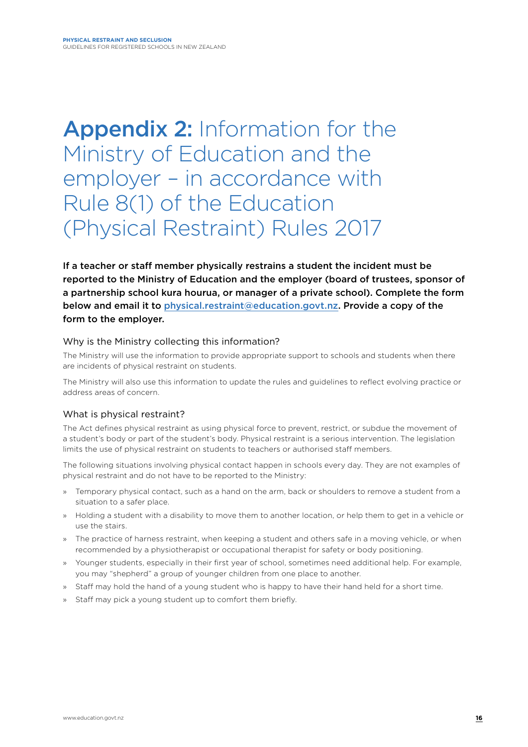# Appendix 2: Information for the Ministry of Education and the employer – in accordance with Rule 8(1) of the Education (Physical Restraint) Rules 2017

**If a teacher or staff member physically restrains a student the incident must be reported to the Ministry of Education and the employer (board of trustees, sponsor of a partnership school kura hourua, or manager of a private school). Complete the form below and email it to physical.restraint@education.govt.nz. Provide a copy of the form to the employer.**

## Why is the Ministry collecting this information?

The Ministry will use the information to provide appropriate support to schools and students when there are incidents of physical restraint on students.

The Ministry will also use this information to update the rules and guidelines to reflect evolving practice or address areas of concern.

## What is physical restraint?

The Act defines physical restraint as using physical force to prevent, restrict, or subdue the movement of a student's body or part of the student's body. Physical restraint is a serious intervention. The legislation limits the use of physical restraint on students to teachers or authorised staff members.

The following situations involving physical contact happen in schools every day. They are not examples of physical restraint and do not have to be reported to the Ministry:

- Temporary physical contact, such as a hand on the arm, back or shoulders to remove a student from a situation to a safer place.
- Holding a student with a disability to move them to another location, or help them to get in a vehicle or use the stairs.
- The practice of harness restraint, when keeping a student and others safe in a moving vehicle, or when recommended by a physiotherapist or occupational therapist for safety or body positioning.
- Younger students, especially in their first year of school, sometimes need additional help. For example, you may "shepherd" a group of younger children from one place to another.
- Staff may hold the hand of a young student who is happy to have their hand held for a short time.
- Staff may pick a young student up to comfort them briefly.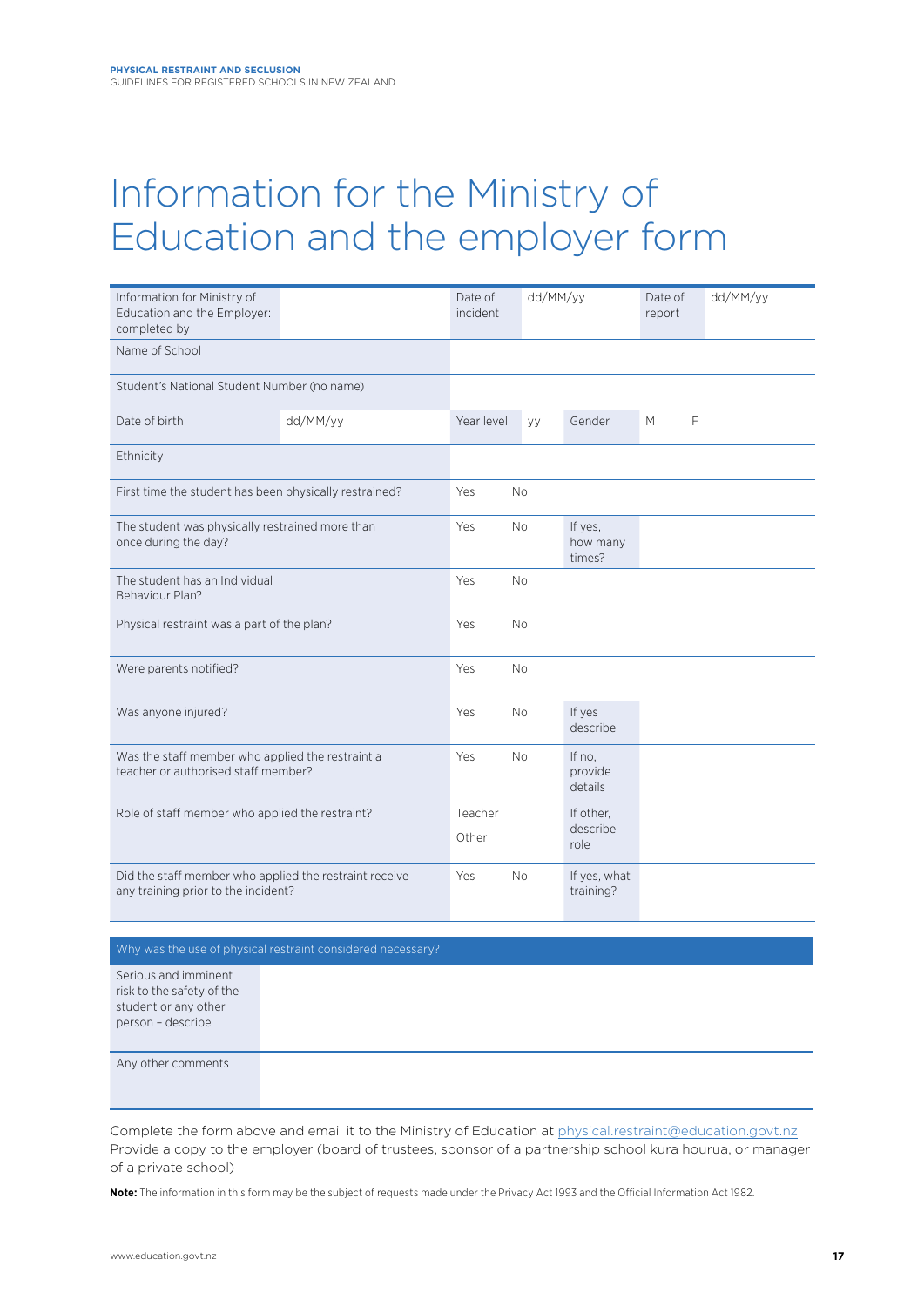# Information for the Ministry of Education and the employer form

| Information for Ministry of Education and the Employer: completed by | | Date of incident | dd/MM/yy | | Date of report | dd/MM/yy |
|---|---|---|---|---|---|---|
| Name of School | | | | | | |
| Student's National Student Number (no name) | | | | | | |
| Date of birth | dd/MM/yy | Year level | yy | Gender | M F | |
| Ethnicity | | | | | | |
| First time the student has been physically restrained? | | Yes | No | | | |
| The student was physically restrained more than once during the day? | | Yes | No | If yes, how many times? | | |
| The student has an Individual Behaviour Plan? | | Yes | No | | | |
| Physical restraint was a part of the plan? | | Yes | No | | | |
| Were parents notified? | | Yes | No | | | |
| Was anyone injured? | | Yes | No | If yes describe | | |
| Was the staff member who applied the restraint a teacher or authorised staff member? | | Yes | No | If no, provide details | | |
| Role of staff member who applied the restraint? | | Teacher<br>Other | | If other, describe role | | |
| Did the staff member who applied the restraint receive any training prior to the incident? | | Yes | No | If yes, what training? | | |

| Why was the use of physical restraint considered necessary? | |
|---|---|
| Serious and imminent risk to the safety of the student or any other person – describe | |
| Any other comments | |

Complete the form above and email it to the Ministry of Education at physical.restraint@education.govt.nz
Provide a copy to the employer (board of trustees, sponsor of a partnership school kura hourua, or manager of a private school)

**Note:** The information in this form may be the subject of requests made under the Privacy Act 1993 and the Official Information Act 1982.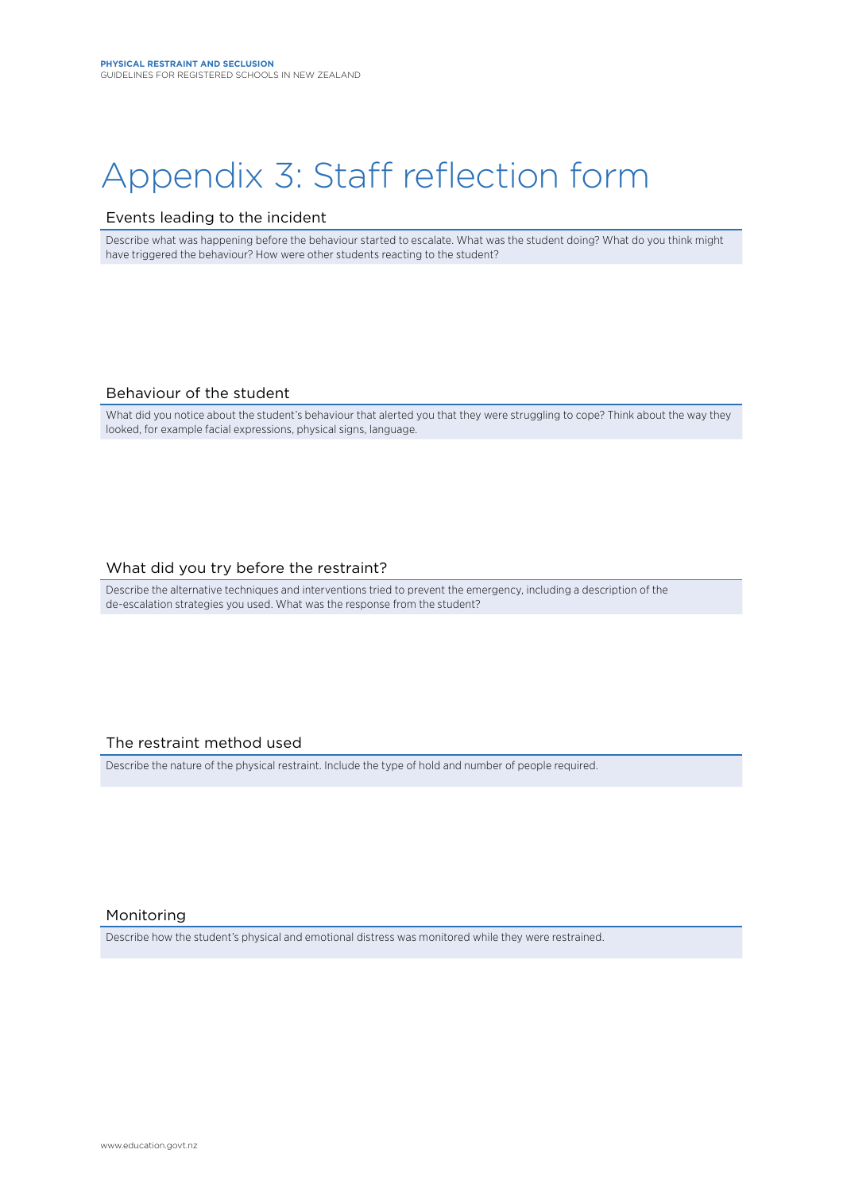# Appendix 3: Staff reflection form

## Events leading to the incident

Describe what was happening before the behaviour started to escalate. What was the student doing? What do you think might have triggered the behaviour? How were other students reacting to the student?

## Behaviour of the student

What did you notice about the student's behaviour that alerted you that they were struggling to cope? Think about the way they looked, for example facial expressions, physical signs, language.

## What did you try before the restraint?

Describe the alternative techniques and interventions tried to prevent the emergency, including a description of the de-escalation strategies you used. What was the response from the student?

## The restraint method used

Describe the nature of the physical restraint. Include the type of hold and number of people required.

## Monitoring

Describe how the student's physical and emotional distress was monitored while they were restrained.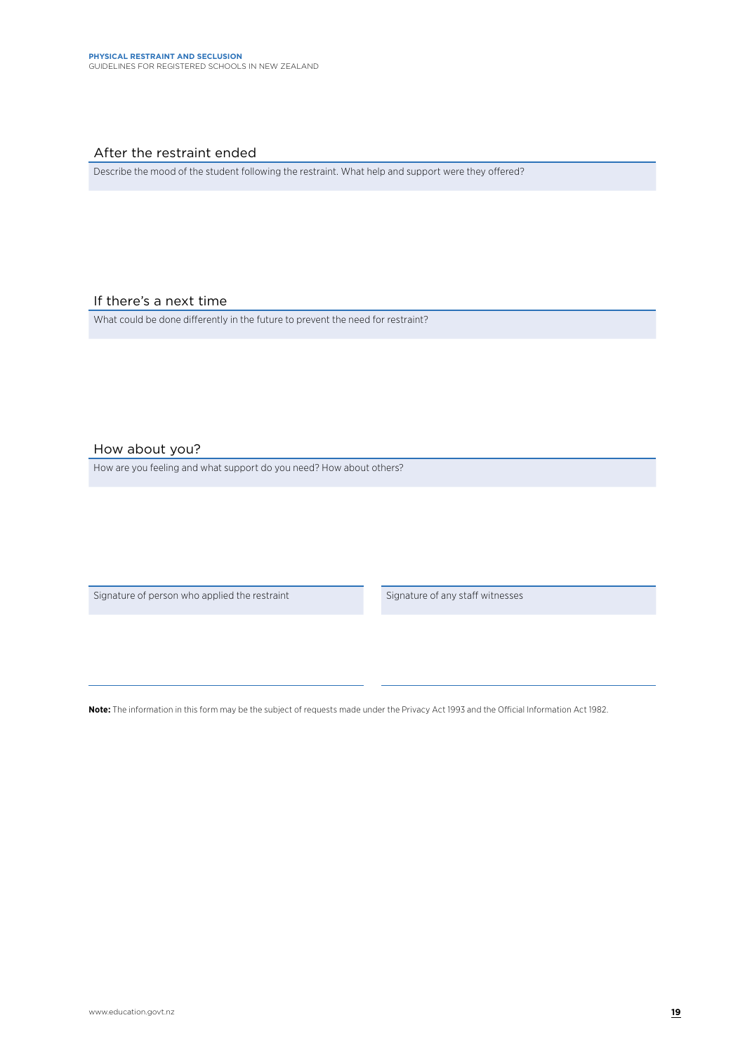## After the restraint ended

Describe the mood of the student following the restraint. What help and support were they offered?

## If there's a next time

What could be done differently in the future to prevent the need for restraint?

## How about you?

How are you feeling and what support do you need? How about others?

| Signature of person who applied the restraint | Signature of any staff witnesses |
| --- | --- |
| | |

**Note:** The information in this form may be the subject of requests made under the Privacy Act 1993 and the Official Information Act 1982.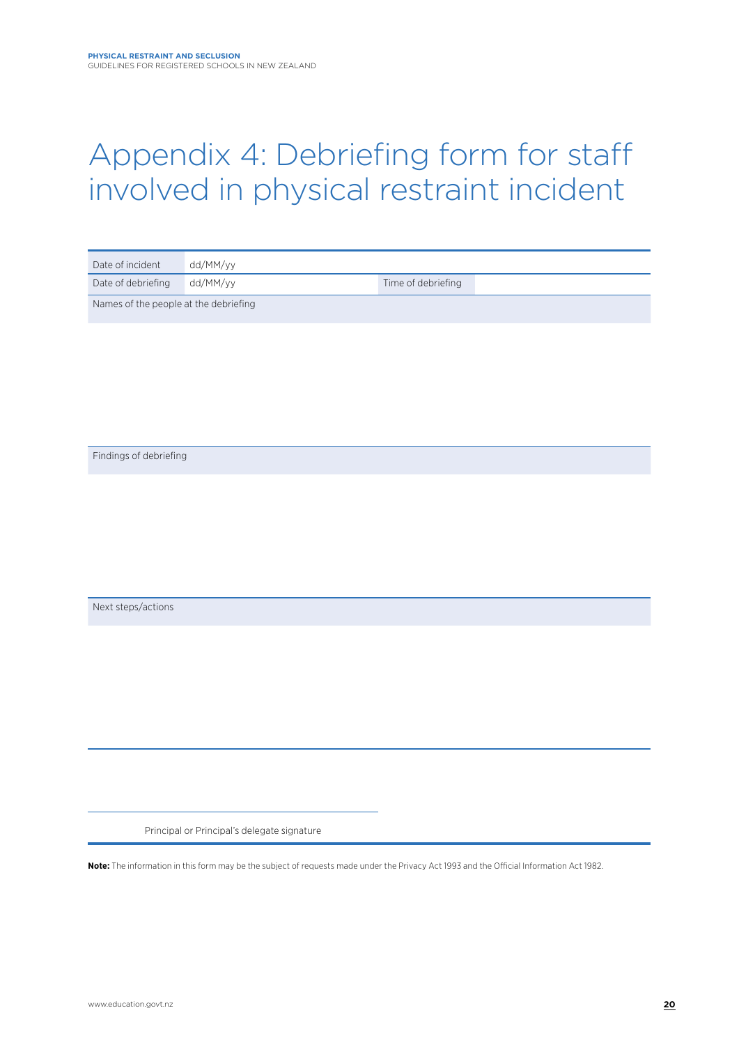# Appendix 4: Debriefing form for staff involved in physical restraint incident

| Date of incident | dd/MM/yy | | |
|---|---|---|---|
| Date of debriefing | dd/MM/yy | Time of debriefing | |

Names of the people at the debriefing

Findings of debriefing

Next steps/actions

Principal or Principal's delegate signature

**Note:** The information in this form may be the subject of requests made under the Privacy Act 1993 and the Official Information Act 1982.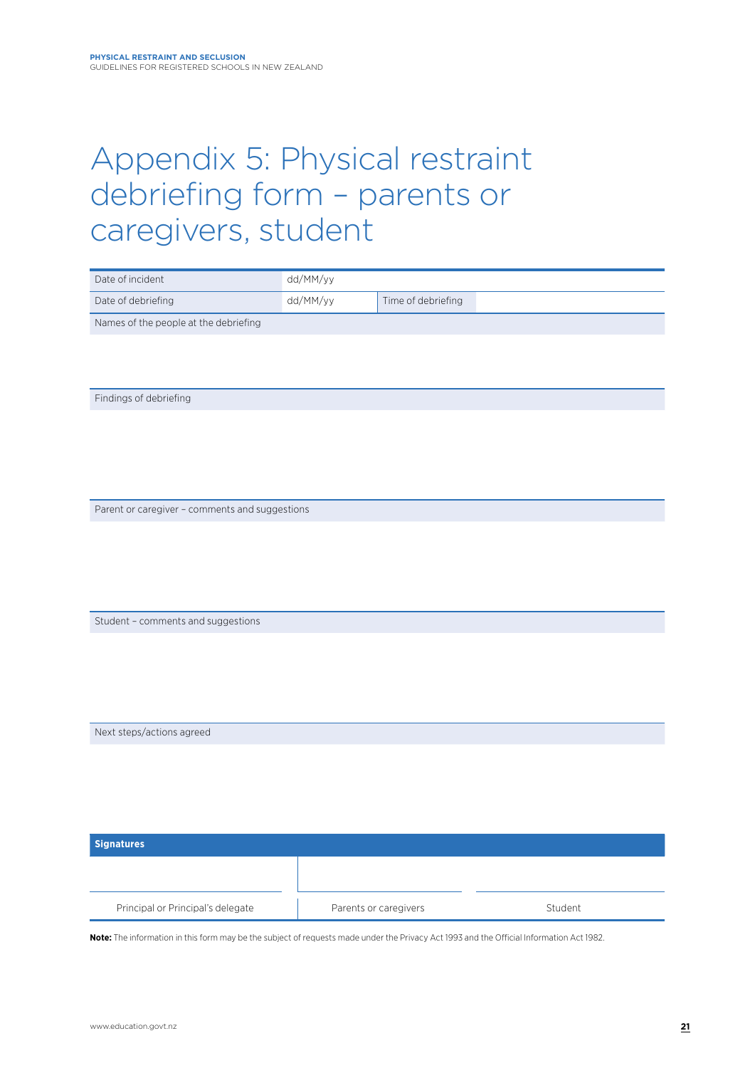# Appendix 5: Physical restraint debriefing form – parents or caregivers, student

| Date of incident | dd/MM/yy | | |
|---|---|---|---|
| Date of debriefing | dd/MM/yy | Time of debriefing | |

| Names of the people at the debriefing |
|---|
| |

| Findings of debriefing |
|---|
| |

| Parent or caregiver – comments and suggestions |
|---|
| |

| Student – comments and suggestions |
|---|
| |

| Next steps/actions agreed |
|---|
| |

| Signatures | | |
|---|---|---|
| | | |
| Principal or Principal's delegate | Parents or caregivers | Student |

**Note:** The information in this form may be the subject of requests made under the Privacy Act 1993 and the Official Information Act 1982.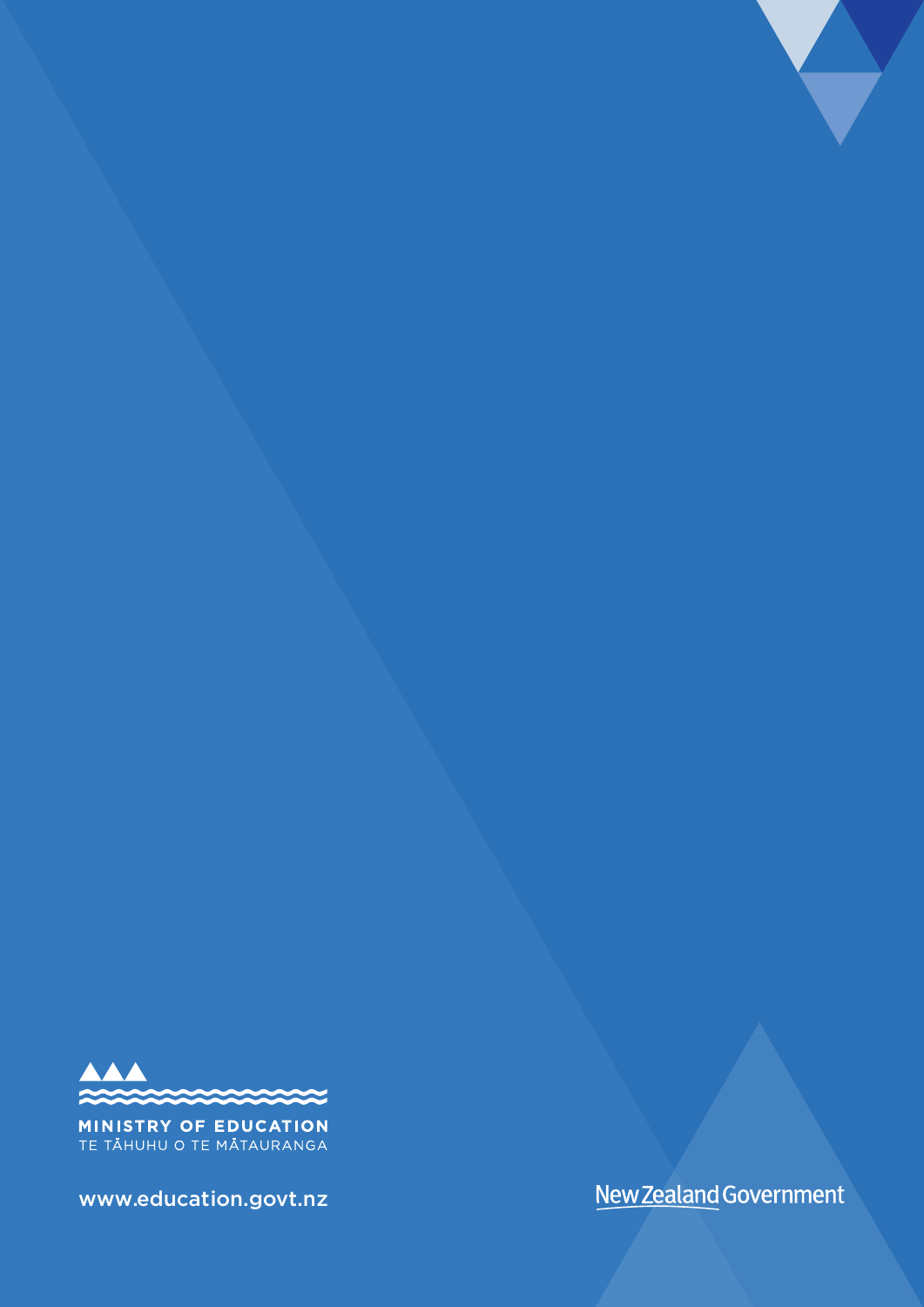MINISTRY OF EDUCATION
TE TĀHUHU O TE MĀTAURANGA

www.education.govt.nz

New Zealand Government